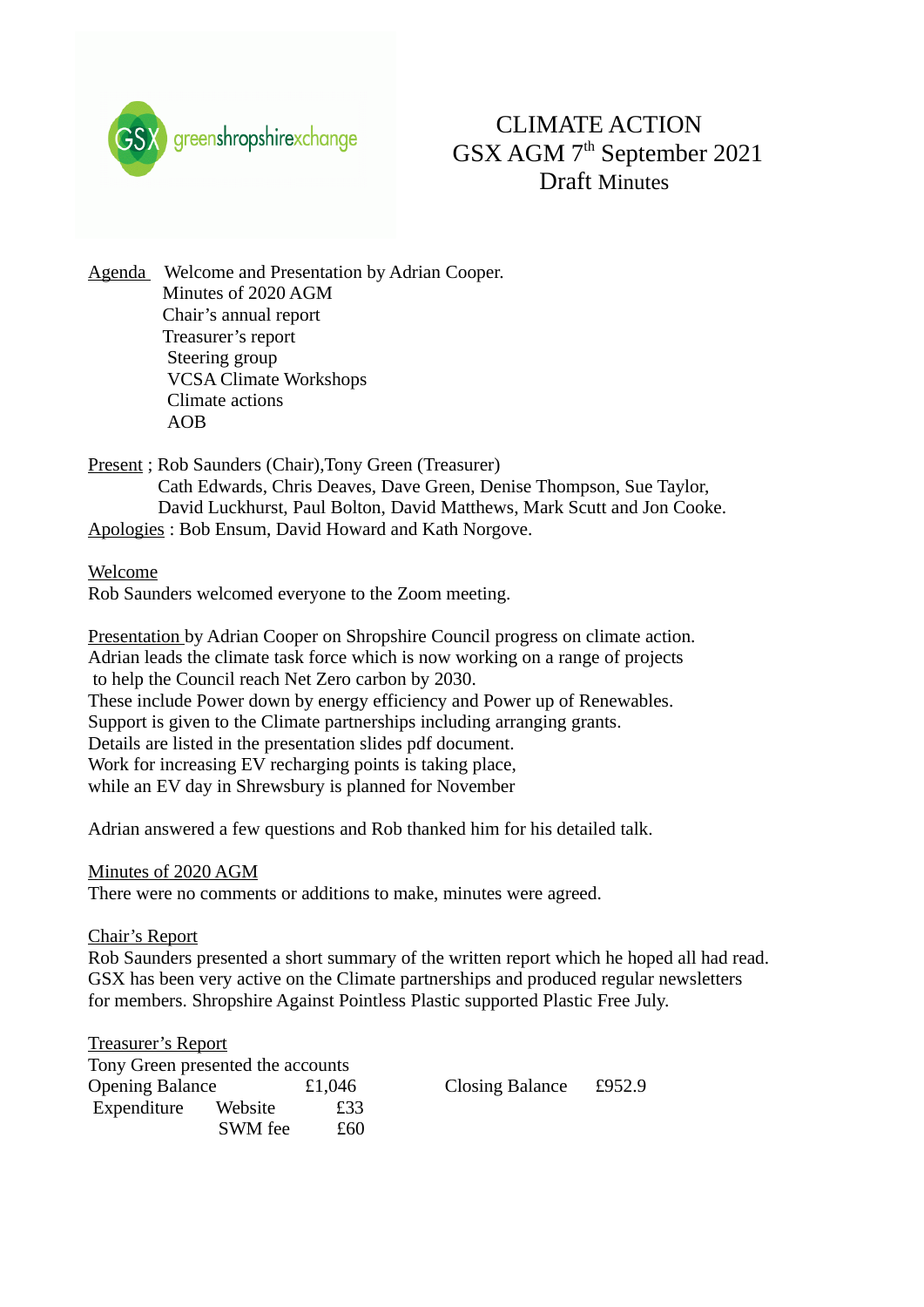# CLIMATE ACTION
## GSX AGM 7th September 2021
## Draft Minutes

**Agenda**
- Welcome and Presentation by Adrian Cooper.
- Minutes of 2020 AGM
- Chair's annual report
- Treasurer's report
- Steering group
- VCSA Climate Workshops
- Climate actions
- AOB

**Present** ; Rob Saunders (Chair),Tony Green (Treasurer)
Cath Edwards, Chris Deaves, Dave Green, Denise Thompson, Sue Taylor, David Luckhurst, Paul Bolton, David Matthews, Mark Scutt and Jon Cooke.

**Apologies** : Bob Ensum, David Howard and Kath Norgove.

**Welcome**

Rob Saunders welcomed everyone to the Zoom meeting.

**Presentation** by Adrian Cooper on Shropshire Council progress on climate action.
Adrian leads the climate task force which is now working on a range of projects to help the Council reach Net Zero carbon by 2030.
These include Power down by energy efficiency and Power up of Renewables.
Support is given to the Climate partnerships including arranging grants.
Details are listed in the presentation slides pdf document.
Work for increasing EV recharging points is taking place, while an EV day in Shrewsbury is planned for November

Adrian answered a few questions and Rob thanked him for his detailed talk.

**Minutes of 2020 AGM**

There were no comments or additions to make, minutes were agreed.

**Chair's Report**

Rob Saunders presented a short summary of the written report which he hoped all had read.
GSX has been very active on the Climate partnerships and produced regular newsletters for members. Shropshire Against Pointless Plastic supported Plastic Free July.

**Treasurer's Report**

Tony Green presented the accounts

| | | | | |
|---|---|---|---|---|
| Opening Balance | | £1,046 | Closing Balance | £952.9 |
| Expenditure | Website | £33 | | |
| | SWM fee | £60 | | |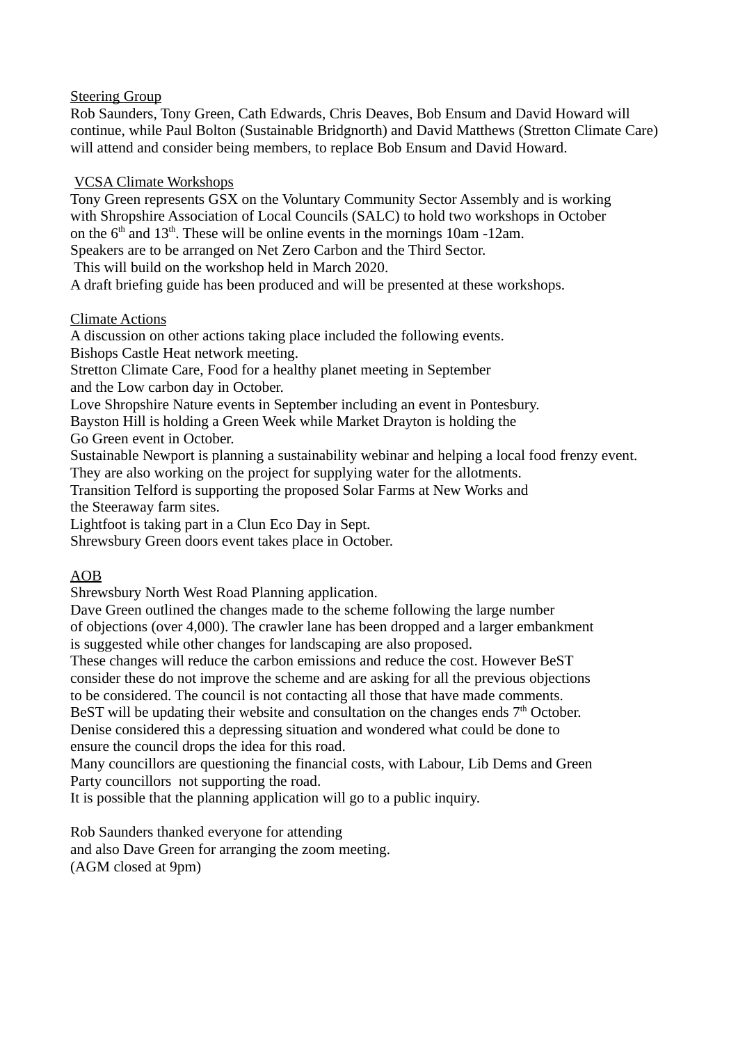Steering Group

Rob Saunders, Tony Green, Cath Edwards, Chris Deaves, Bob Ensum and David Howard will continue, while Paul Bolton (Sustainable Bridgnorth) and David Matthews (Stretton Climate Care) will attend and consider being members, to replace Bob Ensum and David Howard.

VCSA Climate Workshops

Tony Green represents GSX on the Voluntary Community Sector Assembly and is working with Shropshire Association of Local Councils (SALC) to hold two workshops in October on the 6th and 13th. These will be online events in the mornings 10am -12am.
Speakers are to be arranged on Net Zero Carbon and the Third Sector.
This will build on the workshop held in March 2020.
A draft briefing guide has been produced and will be presented at these workshops.

Climate Actions

A discussion on other actions taking place included the following events.
Bishops Castle Heat network meeting.
Stretton Climate Care, Food for a healthy planet meeting in September and the Low carbon day in October.
Love Shropshire Nature events in September including an event in Pontesbury.
Bayston Hill is holding a Green Week while Market Drayton is holding the Go Green event in October.
Sustainable Newport is planning a sustainability webinar and helping a local food frenzy event.
They are also working on the project for supplying water for the allotments.
Transition Telford is supporting the proposed Solar Farms at New Works and the Steeraway farm sites.
Lightfoot is taking part in a Clun Eco Day in Sept.
Shrewsbury Green doors event takes place in October.

AOB

Shrewsbury North West Road Planning application.
Dave Green outlined the changes made to the scheme following the large number of objections (over 4,000). The crawler lane has been dropped and a larger embankment is suggested while other changes for landscaping are also proposed.
These changes will reduce the carbon emissions and reduce the cost. However BeST consider these do not improve the scheme and are asking for all the previous objections to be considered. The council is not contacting all those that have made comments.
BeST will be updating their website and consultation on the changes ends 7th October.
Denise considered this a depressing situation and wondered what could be done to ensure the council drops the idea for this road.
Many councillors are questioning the financial costs, with Labour, Lib Dems and Green Party councillors not supporting the road.
It is possible that the planning application will go to a public inquiry.

Rob Saunders thanked everyone for attending and also Dave Green for arranging the zoom meeting.
(AGM closed at 9pm)